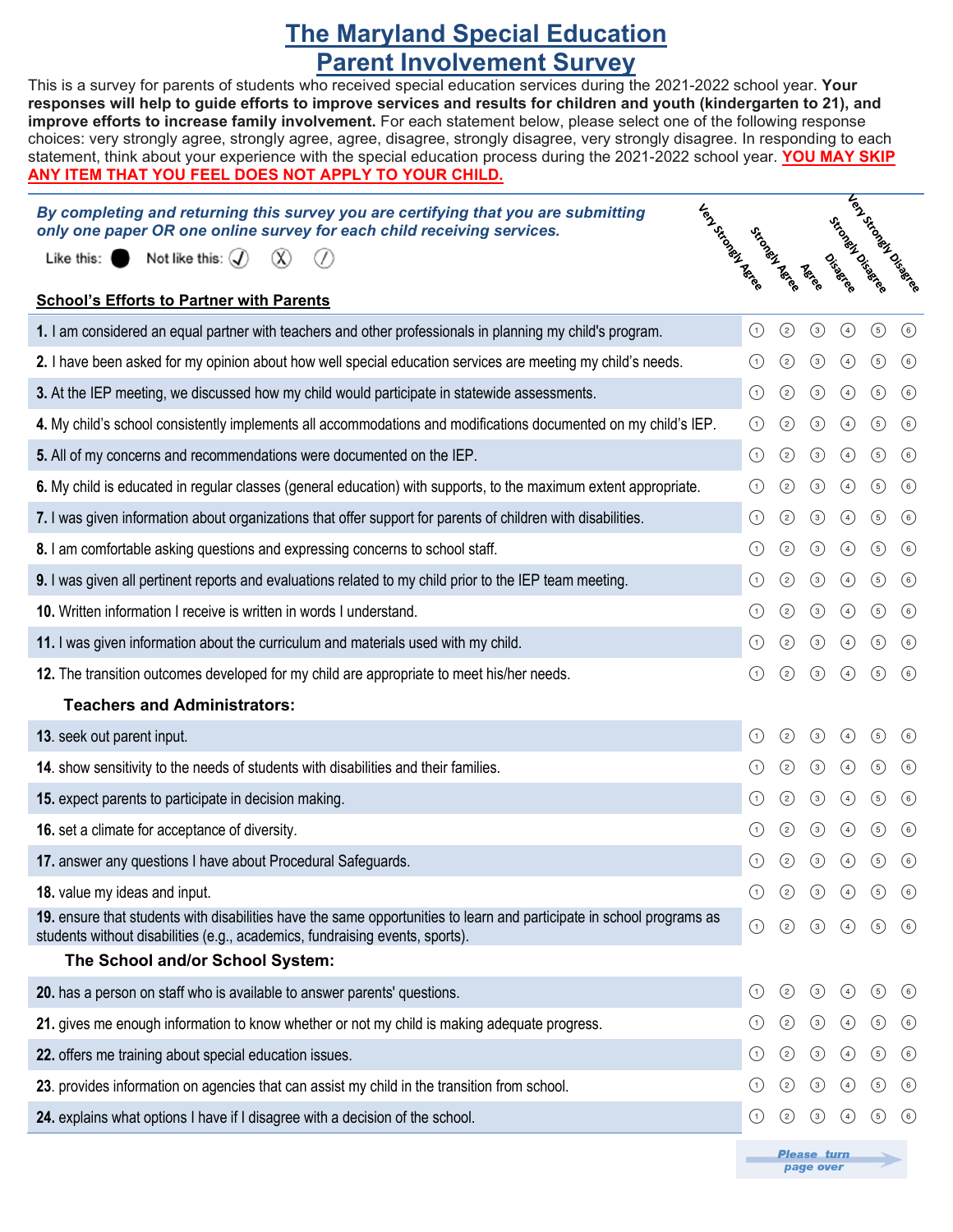# The Maryland Special Education Parent Involvement Survey

This is a survey for parents of students who received special education services during the 2021-2022 school year. **Your responses will help to guide efforts to improve services and results for children and youth (kindergarten to 21), and improve efforts to increase family involvement.** For each statement below, please select one of the following response choices: very strongly agree, strongly agree, agree, disagree, strongly disagree, very strongly disagree. In responding to each statement, think about your experience with the special education process during the 2021-2022 school year. **YOU MAY SKIP ANY ITEM THAT YOU FEEL DOES NOT APPLY TO YOUR CHILD.**

***By completing and returning this survey you are certifying that you are submitting only one paper OR one online survey for each child receiving services.***

Like this: ● Not like this: ✓ ✗ /

| **School's Efforts to Partner with Parents** | Very Strongly Agree | Strongly Agree | Agree | Disagree | Strongly Disagree | Very Strongly Disagree |
|---|---|---|---|---|---|---|
| **1.** I am considered an equal partner with teachers and other professionals in planning my child's program. | 1 | 2 | 3 | 4 | 5 | 6 |
| **2.** I have been asked for my opinion about how well special education services are meeting my child's needs. | 1 | 2 | 3 | 4 | 5 | 6 |
| **3.** At the IEP meeting, we discussed how my child would participate in statewide assessments. | 1 | 2 | 3 | 4 | 5 | 6 |
| **4.** My child's school consistently implements all accommodations and modifications documented on my child's IEP. | 1 | 2 | 3 | 4 | 5 | 6 |
| **5.** All of my concerns and recommendations were documented on the IEP. | 1 | 2 | 3 | 4 | 5 | 6 |
| **6.** My child is educated in regular classes (general education) with supports, to the maximum extent appropriate. | 1 | 2 | 3 | 4 | 5 | 6 |
| **7.** I was given information about organizations that offer support for parents of children with disabilities. | 1 | 2 | 3 | 4 | 5 | 6 |
| **8.** I am comfortable asking questions and expressing concerns to school staff. | 1 | 2 | 3 | 4 | 5 | 6 |
| **9.** I was given all pertinent reports and evaluations related to my child prior to the IEP team meeting. | 1 | 2 | 3 | 4 | 5 | 6 |
| **10.** Written information I receive is written in words I understand. | 1 | 2 | 3 | 4 | 5 | 6 |
| **11.** I was given information about the curriculum and materials used with my child. | 1 | 2 | 3 | 4 | 5 | 6 |
| **12.** The transition outcomes developed for my child are appropriate to meet his/her needs. | 1 | 2 | 3 | 4 | 5 | 6 |
| **Teachers and Administrators:** | | | | | | |
| **13.** seek out parent input. | 1 | 2 | 3 | 4 | 5 | 6 |
| **14.** show sensitivity to the needs of students with disabilities and their families. | 1 | 2 | 3 | 4 | 5 | 6 |
| **15.** expect parents to participate in decision making. | 1 | 2 | 3 | 4 | 5 | 6 |
| **16.** set a climate for acceptance of diversity. | 1 | 2 | 3 | 4 | 5 | 6 |
| **17.** answer any questions I have about Procedural Safeguards. | 1 | 2 | 3 | 4 | 5 | 6 |
| **18.** value my ideas and input. | 1 | 2 | 3 | 4 | 5 | 6 |
| **19.** ensure that students with disabilities have the same opportunities to learn and participate in school programs as students without disabilities (e.g., academics, fundraising events, sports). | 1 | 2 | 3 | 4 | 5 | 6 |
| **The School and/or School System:** | | | | | | |
| **20.** has a person on staff who is available to answer parents' questions. | 1 | 2 | 3 | 4 | 5 | 6 |
| **21.** gives me enough information to know whether or not my child is making adequate progress. | 1 | 2 | 3 | 4 | 5 | 6 |
| **22.** offers me training about special education issues. | 1 | 2 | 3 | 4 | 5 | 6 |
| **23.** provides information on agencies that can assist my child in the transition from school. | 1 | 2 | 3 | 4 | 5 | 6 |
| **24.** explains what options I have if I disagree with a decision of the school. | 1 | 2 | 3 | 4 | 5 | 6 |

*Please turn page over*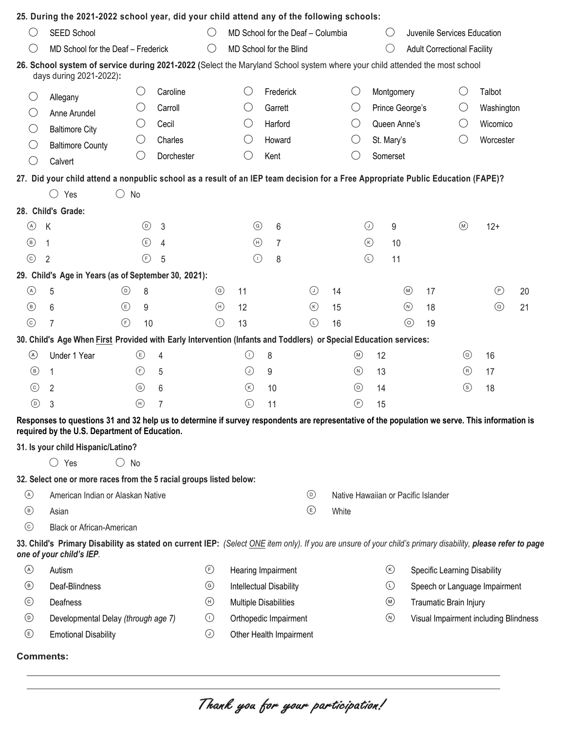**25. During the 2021-2022 school year, did your child attend any of the following schools:**

- ○ SEED School
- ○ MD School for the Deaf – Frederick
- ○ MD School for the Deaf – Columbia
- ○ MD School for the Blind
- ○ Juvenile Services Education
- ○ Adult Correctional Facility

**26. School system of service during 2021-2022 (**Select the Maryland School system where your child attended the most school days during 2021-2022)**:**

- ○ Allegany
- ○ Anne Arundel
- ○ Baltimore City
- ○ Baltimore County
- ○ Calvert
- ○ Caroline
- ○ Carroll
- ○ Cecil
- ○ Charles
- ○ Dorchester
- ○ Frederick
- ○ Garrett
- ○ Harford
- ○ Howard
- ○ Kent
- ○ Montgomery
- ○ Prince George's
- ○ Queen Anne's
- ○ St. Mary's
- ○ Somerset
- ○ Talbot
- ○ Washington
- ○ Wicomico
- ○ Worcester

**27. Did your child attend a nonpublic school as a result of an IEP team decision for a Free Appropriate Public Education (FAPE)?**

○ Yes ○ No

**28. Child's Grade:**

- Ⓐ K
- Ⓑ 1
- Ⓒ 2
- Ⓓ 3
- Ⓔ 4
- Ⓕ 5
- Ⓖ 6
- Ⓗ 7
- Ⓘ 8
- Ⓙ 9
- Ⓚ 10
- Ⓛ 11
- Ⓜ 12+

**29. Child's Age in Years (as of September 30, 2021):**

- Ⓐ 5
- Ⓑ 6
- Ⓒ 7
- Ⓓ 8
- Ⓔ 9
- Ⓕ 10
- Ⓖ 11
- Ⓗ 12
- Ⓘ 13
- Ⓙ 14
- Ⓚ 15
- Ⓛ 16
- Ⓜ 17
- Ⓝ 18
- Ⓞ 19
- Ⓟ 20
- Ⓠ 21

**30. Child's Age When First Provided with Early Intervention (Infants and Toddlers) or Special Education services:**

- Ⓐ Under 1 Year
- Ⓑ 1
- Ⓒ 2
- Ⓓ 3
- Ⓔ 4
- Ⓕ 5
- Ⓖ 6
- Ⓗ 7
- Ⓘ 8
- Ⓙ 9
- Ⓚ 10
- Ⓛ 11
- Ⓜ 12
- Ⓝ 13
- Ⓞ 14
- Ⓟ 15
- Ⓠ 16
- Ⓡ 17
- Ⓢ 18

**Responses to questions 31 and 32 help us to determine if survey respondents are representative of the population we serve. This information is required by the U.S. Department of Education.**

**31. Is your child Hispanic/Latino?**

○ Yes ○ No

**32. Select one or more races from the 5 racial groups listed below:**

- Ⓐ American Indian or Alaskan Native
- Ⓑ Asian
- Ⓒ Black or African-American
- Ⓓ Native Hawaiian or Pacific Islander
- Ⓔ White

**33. Child's Primary Disability as stated on current IEP:** *(Select ONE item only). If you are unsure of your child's primary disability,* ***please refer to page one of your child's IEP****.*

- Ⓐ Autism
- Ⓑ Deaf-Blindness
- Ⓒ Deafness
- Ⓓ Developmental Delay *(through age 7)*
- Ⓔ Emotional Disability
- Ⓕ Hearing Impairment
- Ⓖ Intellectual Disability
- Ⓗ Multiple Disabilities
- Ⓘ Orthopedic Impairment
- Ⓙ Other Health Impairment
- Ⓚ Specific Learning Disability
- Ⓛ Speech or Language Impairment
- Ⓜ Traumatic Brain Injury
- Ⓝ Visual Impairment including Blindness

**Comments:**

\_\_\_\_\_\_\_\_\_\_\_\_\_\_\_\_\_\_\_\_\_\_\_\_\_\_\_\_\_\_\_\_\_\_\_\_\_\_\_\_\_\_\_\_\_\_\_\_\_\_\_\_\_\_\_\_\_\_\_\_

\_\_\_\_\_\_\_\_\_\_\_\_\_\_\_\_\_\_\_\_\_\_\_\_\_\_\_\_\_\_\_\_\_\_\_\_\_\_\_\_\_\_\_\_\_\_\_\_\_\_\_\_\_\_\_\_\_\_\_\_

*Thank you for your participation!*